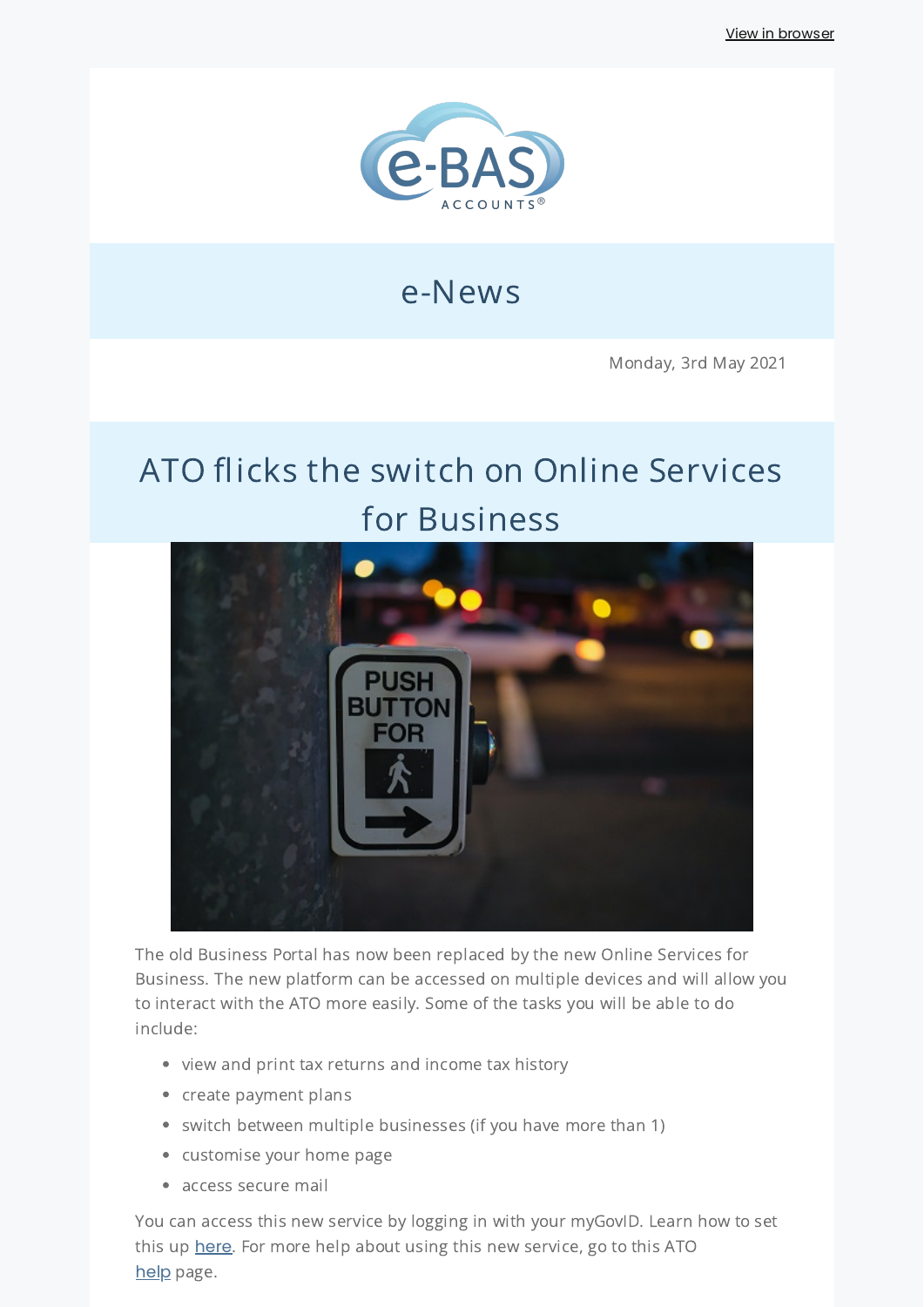View in browser

e-BAS ACCOUNTS®

# e-News

Monday, 3rd May 2021

## ATO flicks the switch on Online Services for Business

The old Business Portal has now been replaced by the new Online Services for Business. The new platform can be accessed on multiple devices and will allow you to interact with the ATO more easily. Some of the tasks you will be able to do include:

- view and print tax returns and income tax history
- create payment plans
- switch between multiple businesses (if you have more than 1)
- customise your home page
- access secure mail

You can access this new service by logging in with your myGovID. Learn how to set this up here. For more help about using this new service, go to this ATO help page.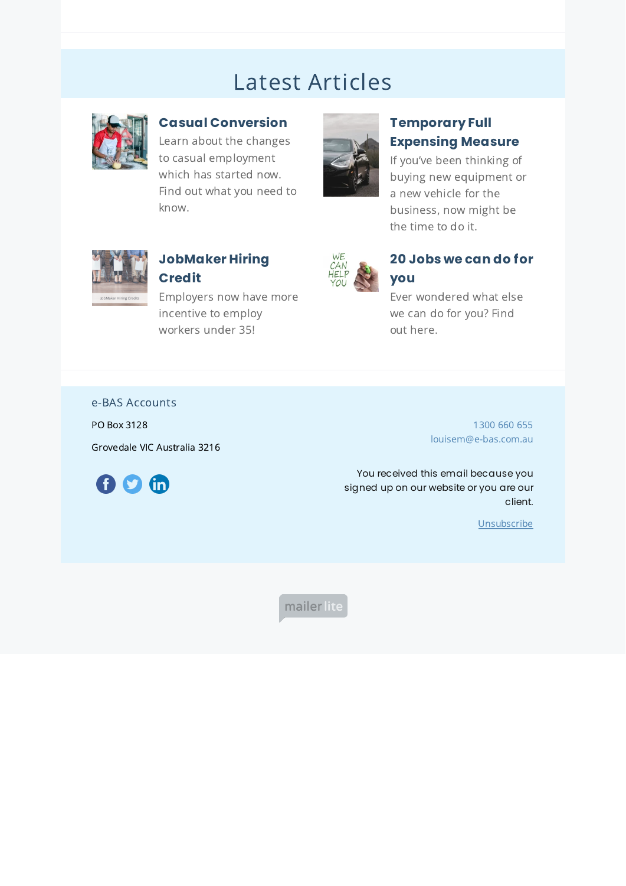# Latest Articles

### Casual Conversion

Learn about the changes to casual employment which has started now. Find out what you need to know.

### Temporary Full Expensing Measure

If you've been thinking of buying new equipment or a new vehicle for the business, now might be the time to do it.

### JobMaker Hiring Credit

Employers now have more incentive to employ workers under 35!

### 20 Jobs we can do for you

Ever wondered what else we can do for you? Find out here.

e-BAS Accounts

PO Box 3128

Grovedale VIC Australia 3216

1300 660 655
louisem@e-bas.com.au

You received this email because you signed up on our website or you are our client.

Unsubscribe

mailer lite